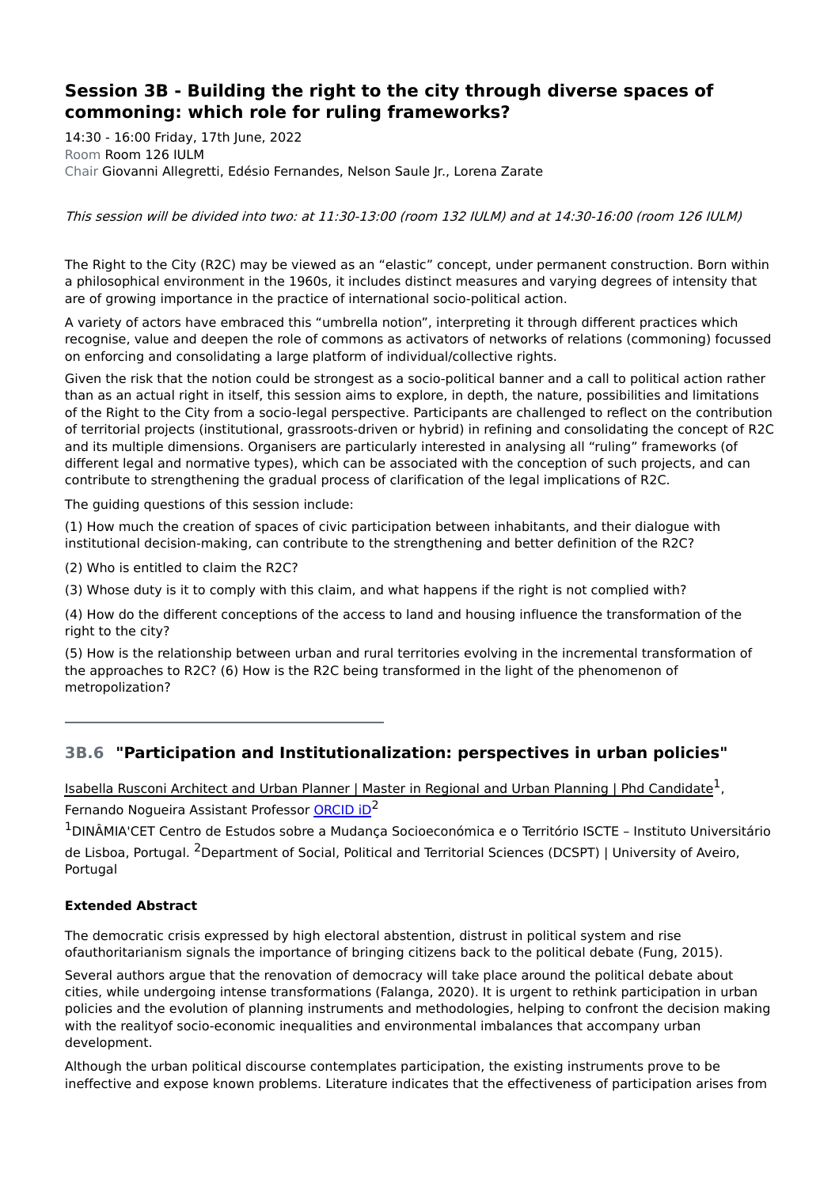## Session 3B - Building the right to the city through diverse spaces of commoning: which role for ruling frameworks?

14:30 - 16:00 Friday, 17th June, 2022
Room Room 126 IULM
Chair Giovanni Allegretti, Edésio Fernandes, Nelson Saule Jr., Lorena Zarate

*This session will be divided into two: at 11:30-13:00 (room 132 IULM) and at 14:30-16:00 (room 126 IULM)*

The Right to the City (R2C) may be viewed as an “elastic” concept, under permanent construction. Born within a philosophical environment in the 1960s, it includes distinct measures and varying degrees of intensity that are of growing importance in the practice of international socio-political action.

A variety of actors have embraced this “umbrella notion”, interpreting it through different practices which recognise, value and deepen the role of commons as activators of networks of relations (commoning) focussed on enforcing and consolidating a large platform of individual/collective rights.

Given the risk that the notion could be strongest as a socio-political banner and a call to political action rather than as an actual right in itself, this session aims to explore, in depth, the nature, possibilities and limitations of the Right to the City from a socio-legal perspective. Participants are challenged to reflect on the contribution of territorial projects (institutional, grassroots-driven or hybrid) in refining and consolidating the concept of R2C and its multiple dimensions. Organisers are particularly interested in analysing all “ruling” frameworks (of different legal and normative types), which can be associated with the conception of such projects, and can contribute to strengthening the gradual process of clarification of the legal implications of R2C.

The guiding questions of this session include:

(1) How much the creation of spaces of civic participation between inhabitants, and their dialogue with institutional decision-making, can contribute to the strengthening and better definition of the R2C?

(2) Who is entitled to claim the R2C?

(3) Whose duty is it to comply with this claim, and what happens if the right is not complied with?

(4) How do the different conceptions of the access to land and housing influence the transformation of the right to the city?

(5) How is the relationship between urban and rural territories evolving in the incremental transformation of the approaches to R2C? (6) How is the R2C being transformed in the light of the phenomenon of metropolization?

---

### 3B.6 "Participation and Institutionalization: perspectives in urban policies"

Isabella Rusconi Architect and Urban Planner | Master in Regional and Urban Planning | Phd Candidate[1], Fernando Nogueira Assistant Professor ORCID iD[2]

[1]DINÂMIA'CET Centro de Estudos sobre a Mudança Socioeconómica e o Território ISCTE – Instituto Universitário de Lisboa, Portugal. [2]Department of Social, Political and Territorial Sciences (DCSPT) | University of Aveiro, Portugal

**Extended Abstract**

The democratic crisis expressed by high electoral abstention, distrust in political system and rise ofauthoritarianism signals the importance of bringing citizens back to the political debate (Fung, 2015).

Several authors argue that the renovation of democracy will take place around the political debate about cities, while undergoing intense transformations (Falanga, 2020). It is urgent to rethink participation in urban policies and the evolution of planning instruments and methodologies, helping to confront the decision making with the realityof socio-economic inequalities and environmental imbalances that accompany urban development.

Although the urban political discourse contemplates participation, the existing instruments prove to be ineffective and expose known problems. Literature indicates that the effectiveness of participation arises from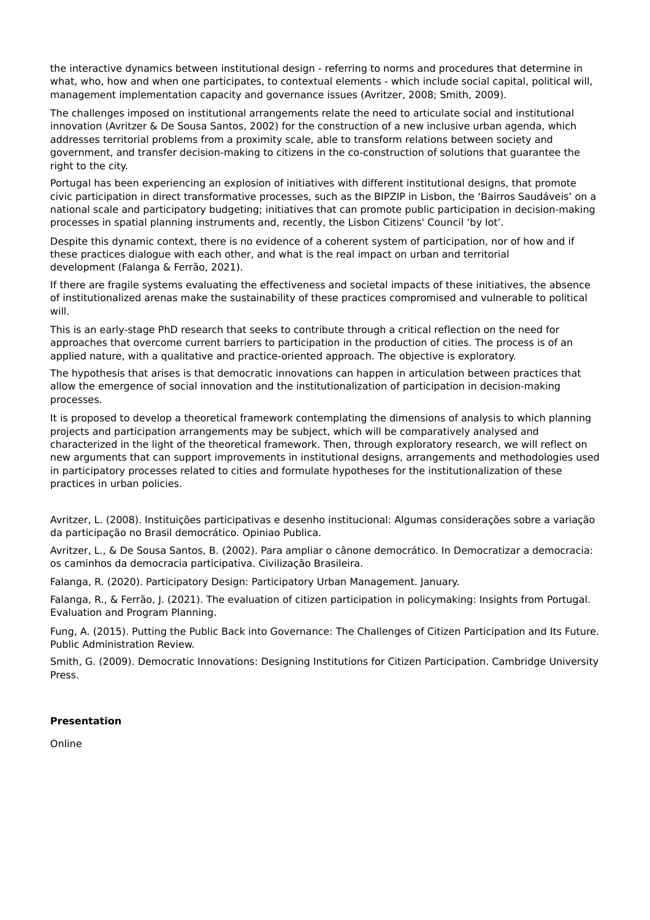the interactive dynamics between institutional design - referring to norms and procedures that determine in what, who, how and when one participates, to contextual elements - which include social capital, political will, management implementation capacity and governance issues (Avritzer, 2008; Smith, 2009).

The challenges imposed on institutional arrangements relate the need to articulate social and institutional innovation (Avritzer & De Sousa Santos, 2002) for the construction of a new inclusive urban agenda, which addresses territorial problems from a proximity scale, able to transform relations between society and government, and transfer decision-making to citizens in the co-construction of solutions that guarantee the right to the city.

Portugal has been experiencing an explosion of initiatives with different institutional designs, that promote civic participation in direct transformative processes, such as the BIPZIP in Lisbon, the 'Bairros Saudáveis' on a national scale and participatory budgeting; initiatives that can promote public participation in decision-making processes in spatial planning instruments and, recently, the Lisbon Citizens' Council 'by lot'.

Despite this dynamic context, there is no evidence of a coherent system of participation, nor of how and if these practices dialogue with each other, and what is the real impact on urban and territorial development (Falanga & Ferrão, 2021).

If there are fragile systems evaluating the effectiveness and societal impacts of these initiatives, the absence of institutionalized arenas make the sustainability of these practices compromised and vulnerable to political will.

This is an early-stage PhD research that seeks to contribute through a critical reflection on the need for approaches that overcome current barriers to participation in the production of cities. The process is of an applied nature, with a qualitative and practice-oriented approach. The objective is exploratory.

The hypothesis that arises is that democratic innovations can happen in articulation between practices that allow the emergence of social innovation and the institutionalization of participation in decision-making processes.

It is proposed to develop a theoretical framework contemplating the dimensions of analysis to which planning projects and participation arrangements may be subject, which will be comparatively analysed and characterized in the light of the theoretical framework. Then, through exploratory research, we will reflect on new arguments that can support improvements in institutional designs, arrangements and methodologies used in participatory processes related to cities and formulate hypotheses for the institutionalization of these practices in urban policies.

Avritzer, L. (2008). Instituições participativas e desenho institucional: Algumas considerações sobre a variação da participação no Brasil democrático. Opiniao Publica.

Avritzer, L., & De Sousa Santos, B. (2002). Para ampliar o cânone democrático. In Democratizar a democracia: os caminhos da democracia participativa. Civilização Brasileira.

Falanga, R. (2020). Participatory Design: Participatory Urban Management. January.

Falanga, R., & Ferrão, J. (2021). The evaluation of citizen participation in policymaking: Insights from Portugal. Evaluation and Program Planning.

Fung, A. (2015). Putting the Public Back into Governance: The Challenges of Citizen Participation and Its Future. Public Administration Review.

Smith, G. (2009). Democratic Innovations: Designing Institutions for Citizen Participation. Cambridge University Press.

**Presentation**

Online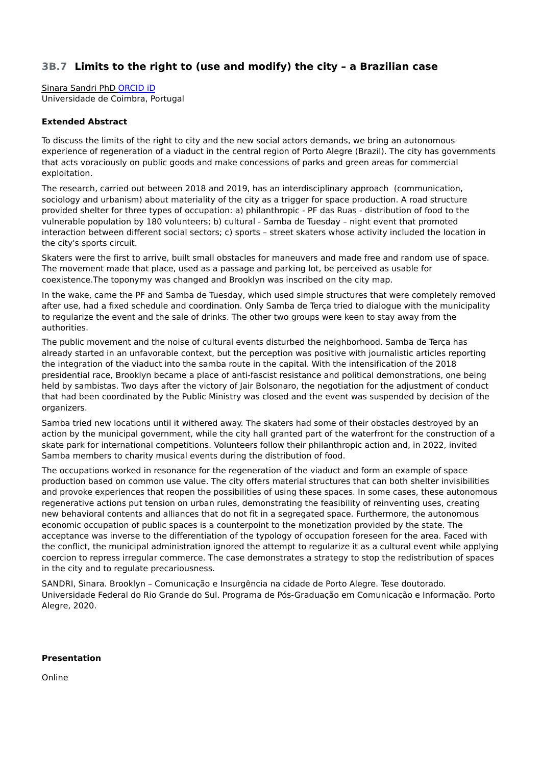## 3B.7 Limits to the right to (use and modify) the city – a Brazilian case

Sinara Sandri PhD ORCID iD
Universidade de Coimbra, Portugal

**Extended Abstract**

To discuss the limits of the right to city and the new social actors demands, we bring an autonomous experience of regeneration of a viaduct in the central region of Porto Alegre (Brazil). The city has governments that acts voraciously on public goods and make concessions of parks and green areas for commercial exploitation.

The research, carried out between 2018 and 2019, has an interdisciplinary approach (communication, sociology and urbanism) about materiality of the city as a trigger for space production. A road structure provided shelter for three types of occupation: a) philanthropic - PF das Ruas - distribution of food to the vulnerable population by 180 volunteers; b) cultural - Samba de Tuesday – night event that promoted interaction between different social sectors; c) sports – street skaters whose activity included the location in the city's sports circuit.

Skaters were the first to arrive, built small obstacles for maneuvers and made free and random use of space. The movement made that place, used as a passage and parking lot, be perceived as usable for coexistence.The toponymy was changed and Brooklyn was inscribed on the city map.

In the wake, came the PF and Samba de Tuesday, which used simple structures that were completely removed after use, had a fixed schedule and coordination. Only Samba de Terça tried to dialogue with the municipality to regularize the event and the sale of drinks. The other two groups were keen to stay away from the authorities.

The public movement and the noise of cultural events disturbed the neighborhood. Samba de Terça has already started in an unfavorable context, but the perception was positive with journalistic articles reporting the integration of the viaduct into the samba route in the capital. With the intensification of the 2018 presidential race, Brooklyn became a place of anti-fascist resistance and political demonstrations, one being held by sambistas. Two days after the victory of Jair Bolsonaro, the negotiation for the adjustment of conduct that had been coordinated by the Public Ministry was closed and the event was suspended by decision of the organizers.

Samba tried new locations until it withered away. The skaters had some of their obstacles destroyed by an action by the municipal government, while the city hall granted part of the waterfront for the construction of a skate park for international competitions. Volunteers follow their philanthropic action and, in 2022, invited Samba members to charity musical events during the distribution of food.

The occupations worked in resonance for the regeneration of the viaduct and form an example of space production based on common use value. The city offers material structures that can both shelter invisibilities and provoke experiences that reopen the possibilities of using these spaces. In some cases, these autonomous regenerative actions put tension on urban rules, demonstrating the feasibility of reinventing uses, creating new behavioral contents and alliances that do not fit in a segregated space. Furthermore, the autonomous economic occupation of public spaces is a counterpoint to the monetization provided by the state. The acceptance was inverse to the differentiation of the typology of occupation foreseen for the area. Faced with the conflict, the municipal administration ignored the attempt to regularize it as a cultural event while applying coercion to repress irregular commerce. The case demonstrates a strategy to stop the redistribution of spaces in the city and to regulate precariousness.

SANDRI, Sinara. Brooklyn – Comunicação e Insurgência na cidade de Porto Alegre. Tese doutorado. Universidade Federal do Rio Grande do Sul. Programa de Pós-Graduação em Comunicação e Informação. Porto Alegre, 2020.

**Presentation**

Online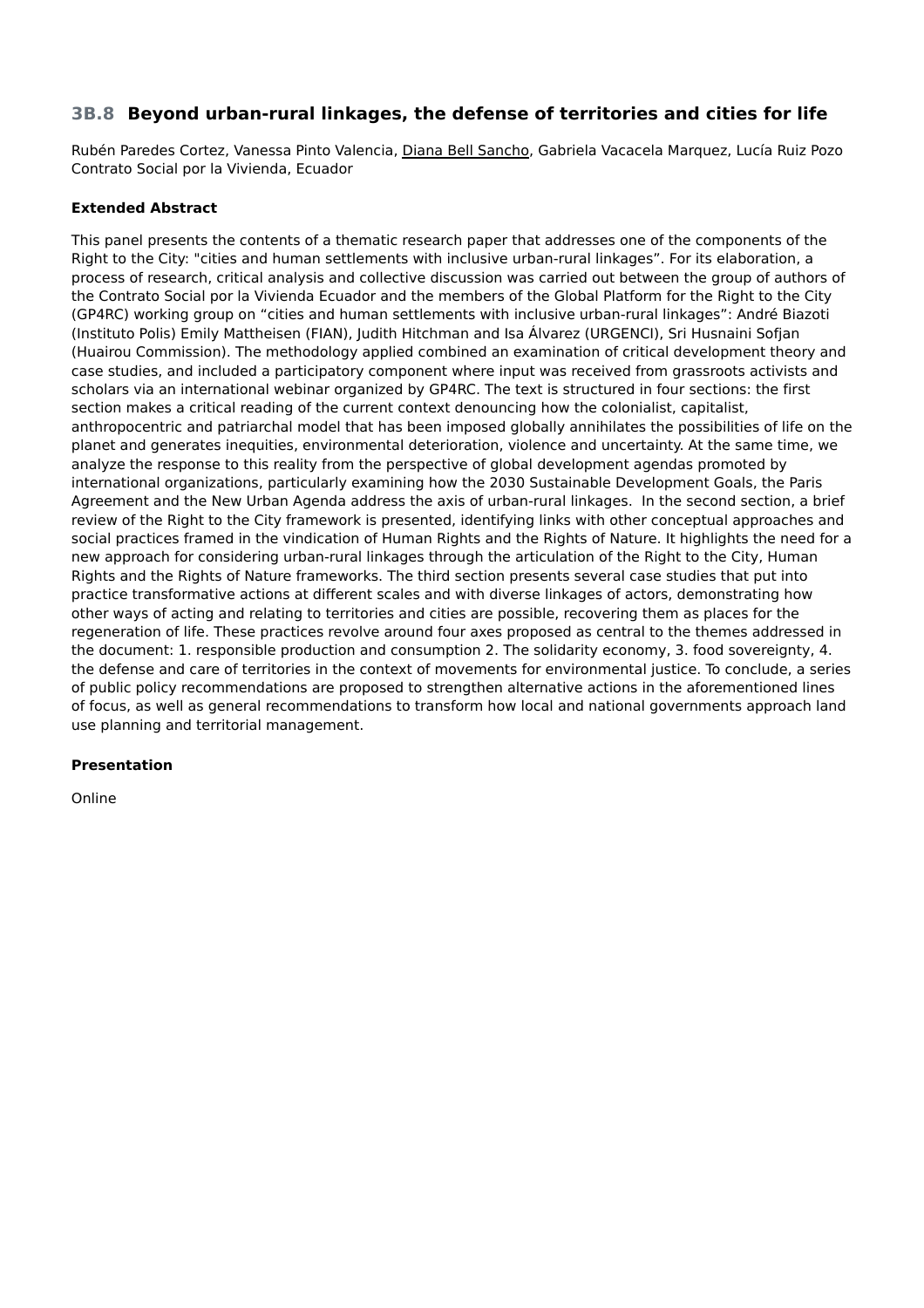## 3B.8 Beyond urban-rural linkages, the defense of territories and cities for life

Rubén Paredes Cortez, Vanessa Pinto Valencia, Diana Bell Sancho, Gabriela Vacacela Marquez, Lucía Ruiz Pozo
Contrato Social por la Vivienda, Ecuador

**Extended Abstract**

This panel presents the contents of a thematic research paper that addresses one of the components of the Right to the City: "cities and human settlements with inclusive urban-rural linkages". For its elaboration, a process of research, critical analysis and collective discussion was carried out between the group of authors of the Contrato Social por la Vivienda Ecuador and the members of the Global Platform for the Right to the City (GP4RC) working group on "cities and human settlements with inclusive urban-rural linkages": André Biazoti (Instituto Polis) Emily Mattheisen (FIAN), Judith Hitchman and Isa Álvarez (URGENCI), Sri Husnaini Sofjan (Huairou Commission). The methodology applied combined an examination of critical development theory and case studies, and included a participatory component where input was received from grassroots activists and scholars via an international webinar organized by GP4RC. The text is structured in four sections: the first section makes a critical reading of the current context denouncing how the colonialist, capitalist, anthropocentric and patriarchal model that has been imposed globally annihilates the possibilities of life on the planet and generates inequities, environmental deterioration, violence and uncertainty. At the same time, we analyze the response to this reality from the perspective of global development agendas promoted by international organizations, particularly examining how the 2030 Sustainable Development Goals, the Paris Agreement and the New Urban Agenda address the axis of urban-rural linkages. In the second section, a brief review of the Right to the City framework is presented, identifying links with other conceptual approaches and social practices framed in the vindication of Human Rights and the Rights of Nature. It highlights the need for a new approach for considering urban-rural linkages through the articulation of the Right to the City, Human Rights and the Rights of Nature frameworks. The third section presents several case studies that put into practice transformative actions at different scales and with diverse linkages of actors, demonstrating how other ways of acting and relating to territories and cities are possible, recovering them as places for the regeneration of life. These practices revolve around four axes proposed as central to the themes addressed in the document: 1. responsible production and consumption 2. The solidarity economy, 3. food sovereignty, 4. the defense and care of territories in the context of movements for environmental justice. To conclude, a series of public policy recommendations are proposed to strengthen alternative actions in the aforementioned lines of focus, as well as general recommendations to transform how local and national governments approach land use planning and territorial management.

**Presentation**

Online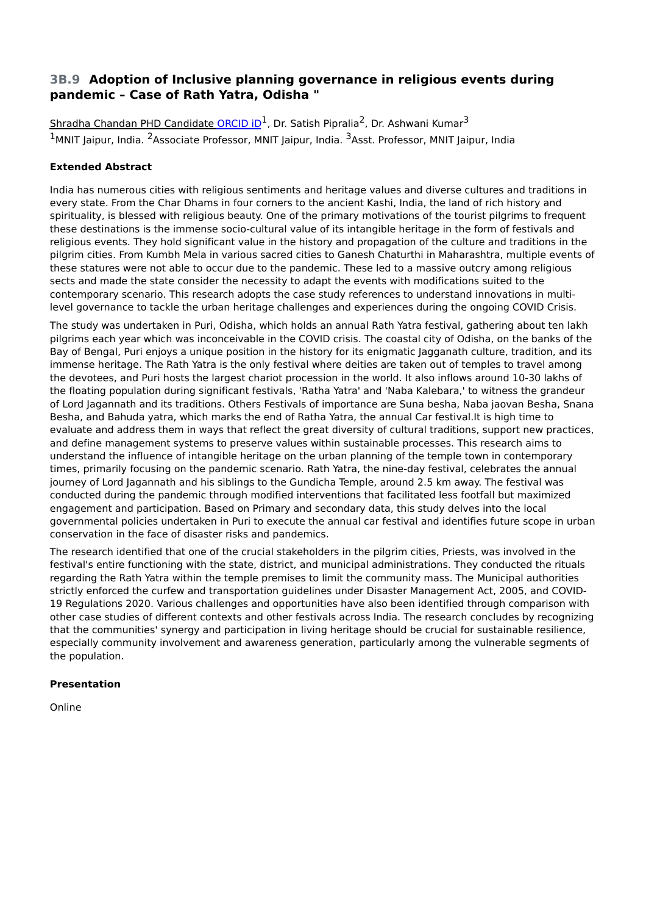## 3B.9 Adoption of Inclusive planning governance in religious events during pandemic – Case of Rath Yatra, Odisha "

Shradha Chandan PHD Candidate ORCID iD[1], Dr. Satish Pipralia[2], Dr. Ashwani Kumar[3]

[1]MNIT Jaipur, India. [2]Associate Professor, MNIT Jaipur, India. [3]Asst. Professor, MNIT Jaipur, India

### Extended Abstract

India has numerous cities with religious sentiments and heritage values and diverse cultures and traditions in every state. From the Char Dhams in four corners to the ancient Kashi, India, the land of rich history and spirituality, is blessed with religious beauty. One of the primary motivations of the tourist pilgrims to frequent these destinations is the immense socio-cultural value of its intangible heritage in the form of festivals and religious events. They hold significant value in the history and propagation of the culture and traditions in the pilgrim cities. From Kumbh Mela in various sacred cities to Ganesh Chaturthi in Maharashtra, multiple events of these statures were not able to occur due to the pandemic. These led to a massive outcry among religious sects and made the state consider the necessity to adapt the events with modifications suited to the contemporary scenario. This research adopts the case study references to understand innovations in multi-level governance to tackle the urban heritage challenges and experiences during the ongoing COVID Crisis.

The study was undertaken in Puri, Odisha, which holds an annual Rath Yatra festival, gathering about ten lakh pilgrims each year which was inconceivable in the COVID crisis. The coastal city of Odisha, on the banks of the Bay of Bengal, Puri enjoys a unique position in the history for its enigmatic Jagganath culture, tradition, and its immense heritage. The Rath Yatra is the only festival where deities are taken out of temples to travel among the devotees, and Puri hosts the largest chariot procession in the world. It also inflows around 10-30 lakhs of the floating population during significant festivals, 'Ratha Yatra' and 'Naba Kalebara,' to witness the grandeur of Lord Jagannath and its traditions. Others Festivals of importance are Suna besha, Naba jaovan Besha, Snana Besha, and Bahuda yatra, which marks the end of Ratha Yatra, the annual Car festival.It is high time to evaluate and address them in ways that reflect the great diversity of cultural traditions, support new practices, and define management systems to preserve values within sustainable processes. This research aims to understand the influence of intangible heritage on the urban planning of the temple town in contemporary times, primarily focusing on the pandemic scenario. Rath Yatra, the nine-day festival, celebrates the annual journey of Lord Jagannath and his siblings to the Gundicha Temple, around 2.5 km away. The festival was conducted during the pandemic through modified interventions that facilitated less footfall but maximized engagement and participation. Based on Primary and secondary data, this study delves into the local governmental policies undertaken in Puri to execute the annual car festival and identifies future scope in urban conservation in the face of disaster risks and pandemics.

The research identified that one of the crucial stakeholders in the pilgrim cities, Priests, was involved in the festival's entire functioning with the state, district, and municipal administrations. They conducted the rituals regarding the Rath Yatra within the temple premises to limit the community mass. The Municipal authorities strictly enforced the curfew and transportation guidelines under Disaster Management Act, 2005, and COVID-19 Regulations 2020. Various challenges and opportunities have also been identified through comparison with other case studies of different contexts and other festivals across India. The research concludes by recognizing that the communities' synergy and participation in living heritage should be crucial for sustainable resilience, especially community involvement and awareness generation, particularly among the vulnerable segments of the population.

### Presentation

Online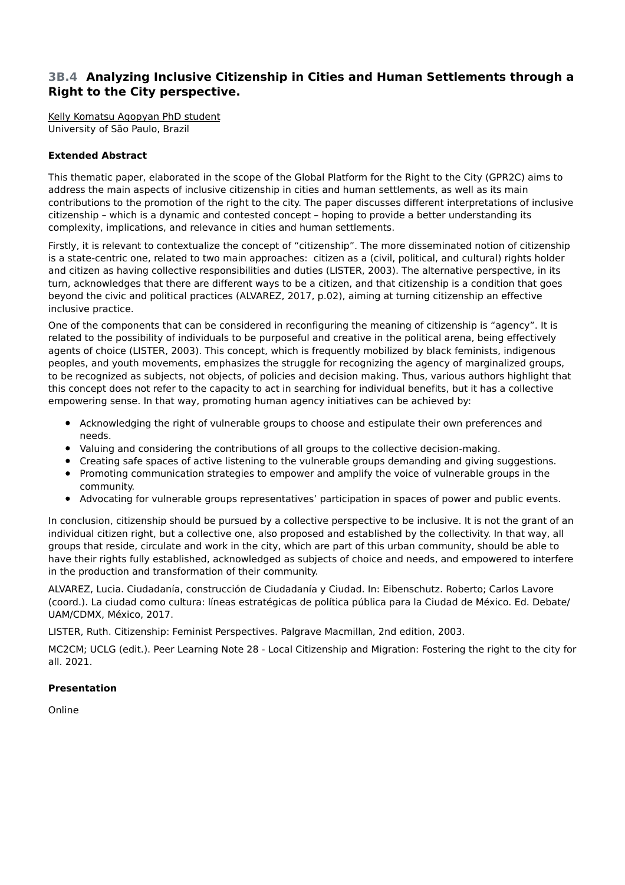### 3B.4 Analyzing Inclusive Citizenship in Cities and Human Settlements through a Right to the City perspective.

Kelly Komatsu Agopyan PhD student
University of São Paulo, Brazil

**Extended Abstract**

This thematic paper, elaborated in the scope of the Global Platform for the Right to the City (GPR2C) aims to address the main aspects of inclusive citizenship in cities and human settlements, as well as its main contributions to the promotion of the right to the city. The paper discusses different interpretations of inclusive citizenship – which is a dynamic and contested concept – hoping to provide a better understanding its complexity, implications, and relevance in cities and human settlements.

Firstly, it is relevant to contextualize the concept of "citizenship". The more disseminated notion of citizenship is a state-centric one, related to two main approaches: citizen as a (civil, political, and cultural) rights holder and citizen as having collective responsibilities and duties (LISTER, 2003). The alternative perspective, in its turn, acknowledges that there are different ways to be a citizen, and that citizenship is a condition that goes beyond the civic and political practices (ALVAREZ, 2017, p.02), aiming at turning citizenship an effective inclusive practice.

One of the components that can be considered in reconfiguring the meaning of citizenship is "agency". It is related to the possibility of individuals to be purposeful and creative in the political arena, being effectively agents of choice (LISTER, 2003). This concept, which is frequently mobilized by black feminists, indigenous peoples, and youth movements, emphasizes the struggle for recognizing the agency of marginalized groups, to be recognized as subjects, not objects, of policies and decision making. Thus, various authors highlight that this concept does not refer to the capacity to act in searching for individual benefits, but it has a collective empowering sense. In that way, promoting human agency initiatives can be achieved by:

- Acknowledging the right of vulnerable groups to choose and estipulate their own preferences and needs.
- Valuing and considering the contributions of all groups to the collective decision-making.
- Creating safe spaces of active listening to the vulnerable groups demanding and giving suggestions.
- Promoting communication strategies to empower and amplify the voice of vulnerable groups in the community.
- Advocating for vulnerable groups representatives' participation in spaces of power and public events.

In conclusion, citizenship should be pursued by a collective perspective to be inclusive. It is not the grant of an individual citizen right, but a collective one, also proposed and established by the collectivity. In that way, all groups that reside, circulate and work in the city, which are part of this urban community, should be able to have their rights fully established, acknowledged as subjects of choice and needs, and empowered to interfere in the production and transformation of their community.

ALVAREZ, Lucia. Ciudadanía, construcción de Ciudadanía y Ciudad. In: Eibenschutz. Roberto; Carlos Lavore (coord.). La ciudad como cultura: líneas estratégicas de política pública para la Ciudad de México. Ed. Debate/ UAM/CDMX, México, 2017.

LISTER, Ruth. Citizenship: Feminist Perspectives. Palgrave Macmillan, 2nd edition, 2003.

MC2CM; UCLG (edit.). Peer Learning Note 28 - Local Citizenship and Migration: Fostering the right to the city for all. 2021.

**Presentation**

Online